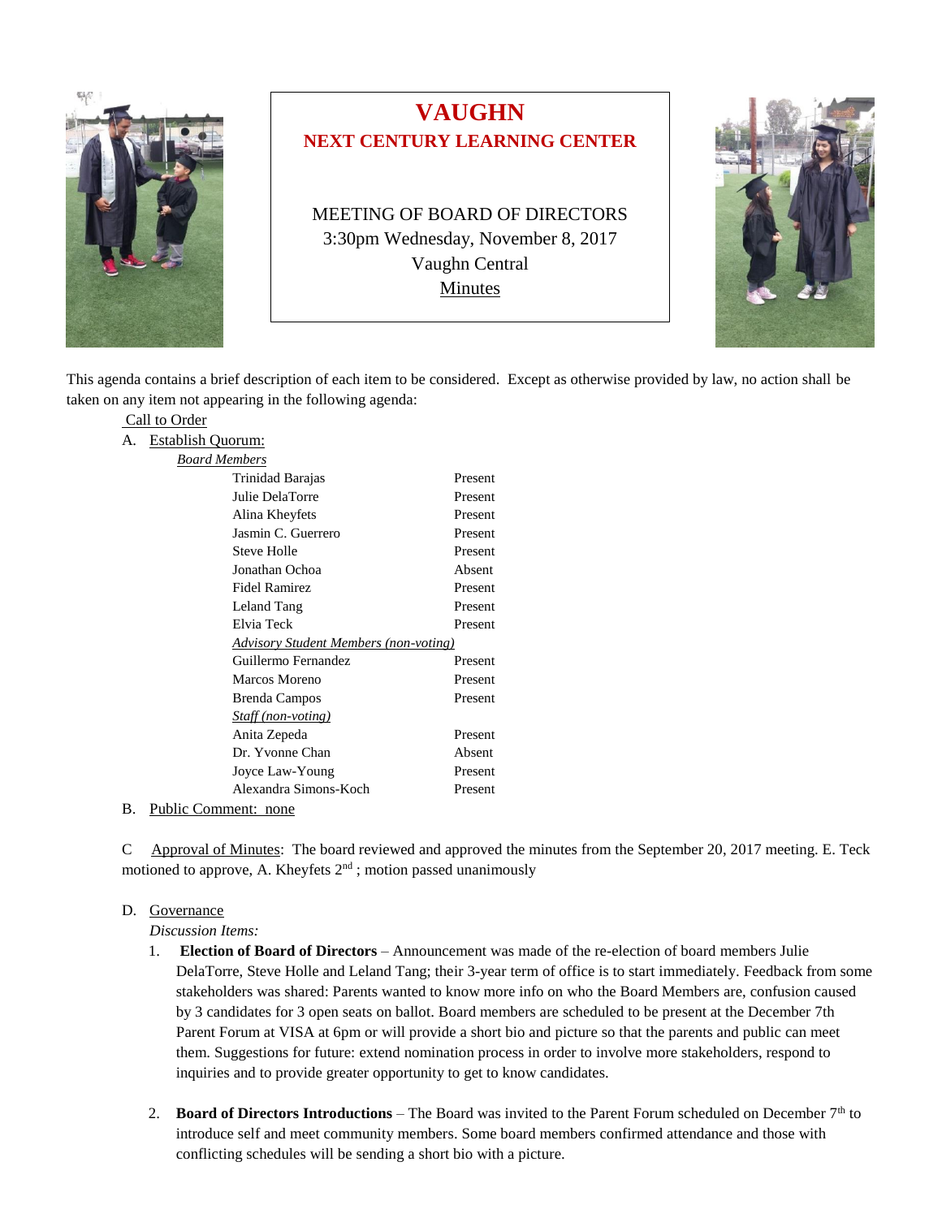# VAUGHN

## NEXT CENTURY LEARNING CENTER

MEETING OF BOARD OF DIRECTORS
3:30pm Wednesday, November 8, 2017
Vaughn Central
Minutes

This agenda contains a brief description of each item to be considered. Except as otherwise provided by law, no action shall be taken on any item not appearing in the following agenda:

Call to Order

A. Establish Quorum:

*Board Members*

| | |
|---|---|
| Trinidad Barajas | Present |
| Julie DelaTorre | Present |
| Alina Kheyfets | Present |
| Jasmin C. Guerrero | Present |
| Steve Holle | Present |
| Jonathan Ochoa | Absent |
| Fidel Ramirez | Present |
| Leland Tang | Present |
| Elvia Teck | Present |
| *Advisory Student Members (non-voting)* | |
| Guillermo Fernandez | Present |
| Marcos Moreno | Present |
| Brenda Campos | Present |
| *Staff (non-voting)* | |
| Anita Zepeda | Present |
| Dr. Yvonne Chan | Absent |
| Joyce Law-Young | Present |
| Alexandra Simons-Koch | Present |

B. Public Comment: none

C Approval of Minutes: The board reviewed and approved the minutes from the September 20, 2017 meeting. E. Teck motioned to approve, A. Kheyfets 2nd ; motion passed unanimously

D. Governance

*Discussion Items:*

1. **Election of Board of Directors** – Announcement was made of the re-election of board members Julie DelaTorre, Steve Holle and Leland Tang; their 3-year term of office is to start immediately. Feedback from some stakeholders was shared: Parents wanted to know more info on who the Board Members are, confusion caused by 3 candidates for 3 open seats on ballot. Board members are scheduled to be present at the December 7th Parent Forum at VISA at 6pm or will provide a short bio and picture so that the parents and public can meet them. Suggestions for future: extend nomination process in order to involve more stakeholders, respond to inquiries and to provide greater opportunity to get to know candidates.

2. **Board of Directors Introductions** – The Board was invited to the Parent Forum scheduled on December 7th to introduce self and meet community members. Some board members confirmed attendance and those with conflicting schedules will be sending a short bio with a picture.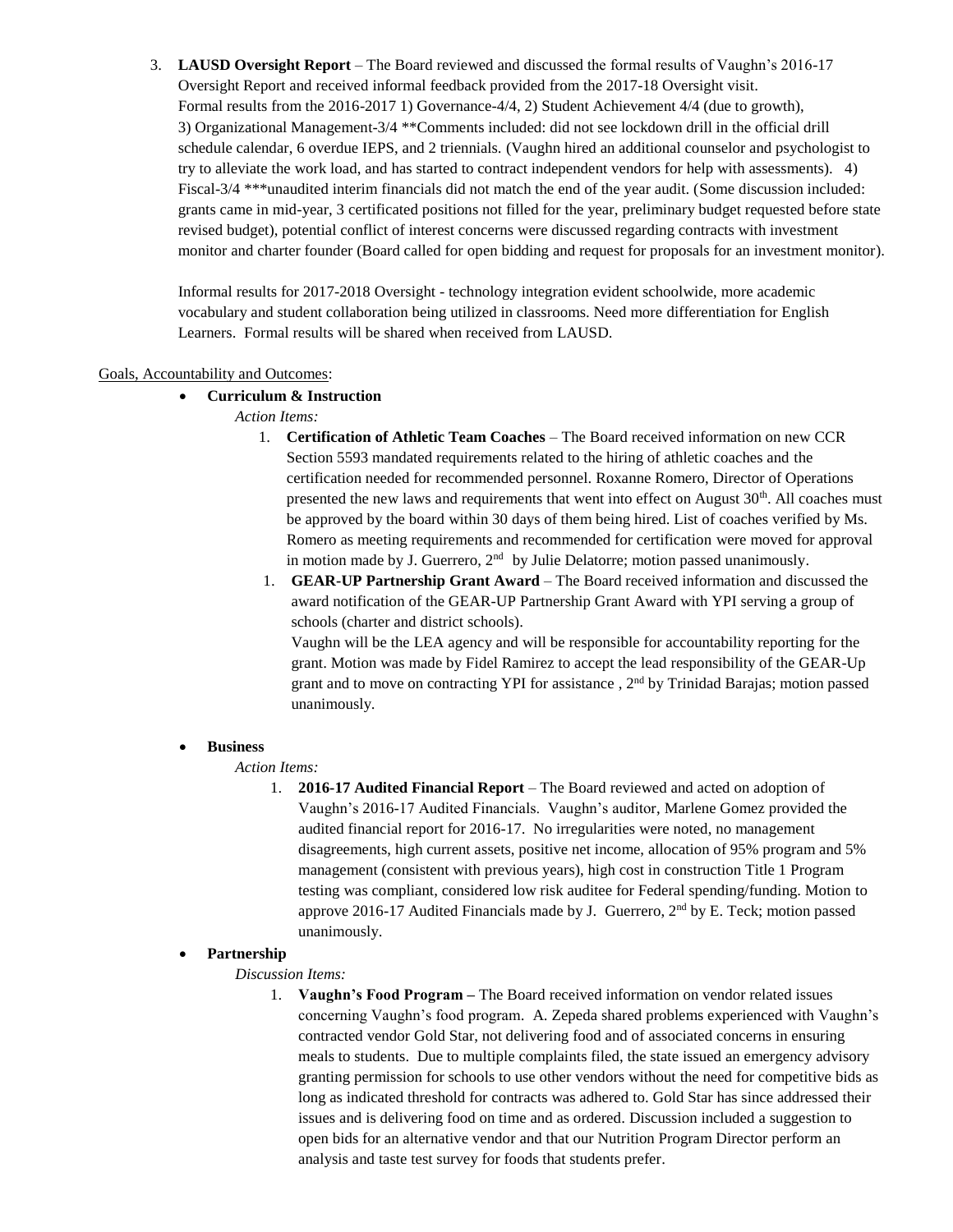3. **LAUSD Oversight Report** – The Board reviewed and discussed the formal results of Vaughn's 2016-17 Oversight Report and received informal feedback provided from the 2017-18 Oversight visit. Formal results from the 2016-2017 1) Governance-4/4, 2) Student Achievement 4/4 (due to growth), 3) Organizational Management-3/4 **Comments included: did not see lockdown drill in the official drill schedule calendar, 6 overdue IEPS, and 2 triennials. (Vaughn hired an additional counselor and psychologist to try to alleviate the work load, and has started to contract independent vendors for help with assessments). 4) Fiscal-3/4 ***unaudited interim financials did not match the end of the year audit. (Some discussion included: grants came in mid-year, 3 certificated positions not filled for the year, preliminary budget requested before state revised budget), potential conflict of interest concerns were discussed regarding contracts with investment monitor and charter founder (Board called for open bidding and request for proposals for an investment monitor).

   Informal results for 2017-2018 Oversight - technology integration evident schoolwide, more academic vocabulary and student collaboration being utilized in classrooms. Need more differentiation for English Learners. Formal results will be shared when received from LAUSD.

Goals, Accountability and Outcomes:

- **Curriculum & Instruction**

  *Action Items:*

  1. **Certification of Athletic Team Coaches** – The Board received information on new CCR Section 5593 mandated requirements related to the hiring of athletic coaches and the certification needed for recommended personnel. Roxanne Romero, Director of Operations presented the new laws and requirements that went into effect on August 30th. All coaches must be approved by the board within 30 days of them being hired. List of coaches verified by Ms. Romero as meeting requirements and recommended for certification were moved for approval in motion made by J. Guerrero, 2nd by Julie Delatorre; motion passed unanimously.
  1. **GEAR-UP Partnership Grant Award** – The Board received information and discussed the award notification of the GEAR-UP Partnership Grant Award with YPI serving a group of schools (charter and district schools).
     Vaughn will be the LEA agency and will be responsible for accountability reporting for the grant. Motion was made by Fidel Ramirez to accept the lead responsibility of the GEAR-Up grant and to move on contracting YPI for assistance , 2nd by Trinidad Barajas; motion passed unanimously.

- **Business**

  *Action Items:*

  1. **2016-17 Audited Financial Report** – The Board reviewed and acted on adoption of Vaughn's 2016-17 Audited Financials. Vaughn's auditor, Marlene Gomez provided the audited financial report for 2016-17. No irregularities were noted, no management disagreements, high current assets, positive net income, allocation of 95% program and 5% management (consistent with previous years), high cost in construction Title 1 Program testing was compliant, considered low risk auditee for Federal spending/funding. Motion to approve 2016-17 Audited Financials made by J. Guerrero, 2nd by E. Teck; motion passed unanimously.

- **Partnership**

  *Discussion Items:*

  1. **Vaughn's Food Program –** The Board received information on vendor related issues concerning Vaughn's food program. A. Zepeda shared problems experienced with Vaughn's contracted vendor Gold Star, not delivering food and of associated concerns in ensuring meals to students. Due to multiple complaints filed, the state issued an emergency advisory granting permission for schools to use other vendors without the need for competitive bids as long as indicated threshold for contracts was adhered to. Gold Star has since addressed their issues and is delivering food on time and as ordered. Discussion included a suggestion to open bids for an alternative vendor and that our Nutrition Program Director perform an analysis and taste test survey for foods that students prefer.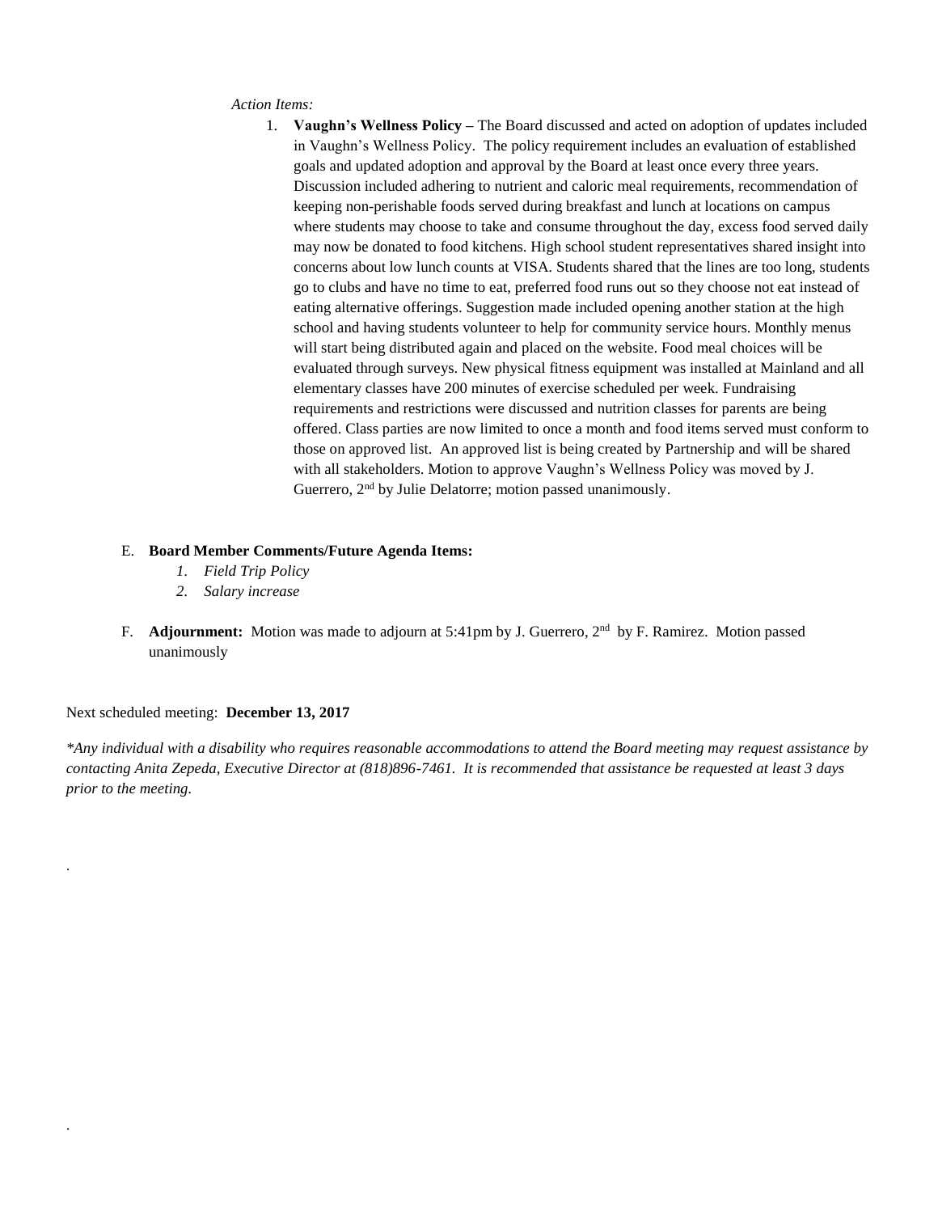*Action Items:*

1. **Vaughn's Wellness Policy –** The Board discussed and acted on adoption of updates included in Vaughn's Wellness Policy. The policy requirement includes an evaluation of established goals and updated adoption and approval by the Board at least once every three years. Discussion included adhering to nutrient and caloric meal requirements, recommendation of keeping non-perishable foods served during breakfast and lunch at locations on campus where students may choose to take and consume throughout the day, excess food served daily may now be donated to food kitchens. High school student representatives shared insight into concerns about low lunch counts at VISA. Students shared that the lines are too long, students go to clubs and have no time to eat, preferred food runs out so they choose not eat instead of eating alternative offerings. Suggestion made included opening another station at the high school and having students volunteer to help for community service hours. Monthly menus will start being distributed again and placed on the website. Food meal choices will be evaluated through surveys. New physical fitness equipment was installed at Mainland and all elementary classes have 200 minutes of exercise scheduled per week. Fundraising requirements and restrictions were discussed and nutrition classes for parents are being offered. Class parties are now limited to once a month and food items served must conform to those on approved list. An approved list is being created by Partnership and will be shared with all stakeholders. Motion to approve Vaughn's Wellness Policy was moved by J. Guerrero, 2nd by Julie Delatorre; motion passed unanimously.

E. **Board Member Comments/Future Agenda Items:**
   1. *Field Trip Policy*
   2. *Salary increase*

F. **Adjournment:** Motion was made to adjourn at 5:41pm by J. Guerrero, 2nd by F. Ramirez. Motion passed unanimously

Next scheduled meeting: **December 13, 2017**

*\*Any individual with a disability who requires reasonable accommodations to attend the Board meeting may request assistance by contacting Anita Zepeda, Executive Director at (818)896-7461. It is recommended that assistance be requested at least 3 days prior to the meeting.*